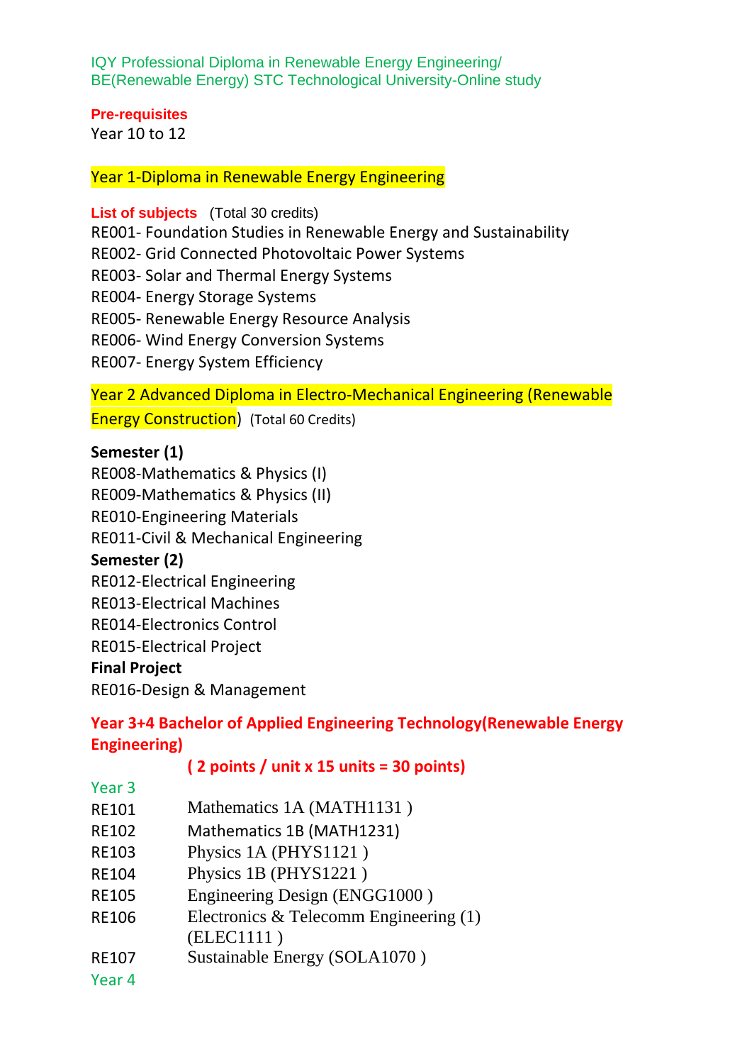IQY Professional Diploma in Renewable Energy Engineering/
BE(Renewable Energy) STC Technological University-Online study

**Pre-requisites**

Year 10 to 12

## Year 1-Diploma in Renewable Energy Engineering

**List of subjects** (Total 30 credits)

RE001- Foundation Studies in Renewable Energy and Sustainability
RE002- Grid Connected Photovoltaic Power Systems
RE003- Solar and Thermal Energy Systems
RE004- Energy Storage Systems
RE005- Renewable Energy Resource Analysis
RE006- Wind Energy Conversion Systems
RE007- Energy System Efficiency

## Year 2 Advanced Diploma in Electro-Mechanical Engineering (Renewable Energy Construction) (Total 60 Credits)

**Semester (1)**

RE008-Mathematics & Physics (I)
RE009-Mathematics & Physics (II)
RE010-Engineering Materials
RE011-Civil & Mechanical Engineering

**Semester (2)**

RE012-Electrical Engineering
RE013-Electrical Machines
RE014-Electronics Control
RE015-Electrical Project

**Final Project**

RE016-Design & Management

## Year 3+4 Bachelor of Applied Engineering Technology(Renewable Energy Engineering)

**( 2 points / unit x 15 units = 30 points)**

Year 3

| | |
|---|---|
| RE101 | Mathematics 1A (MATH1131 ) |
| RE102 | Mathematics 1B (MATH1231) |
| RE103 | Physics 1A (PHYS1121 ) |
| RE104 | Physics 1B (PHYS1221 ) |
| RE105 | Engineering Design (ENGG1000 ) |
| RE106 | Electronics & Telecomm Engineering (1) (ELEC1111 ) |
| RE107 | Sustainable Energy (SOLA1070 ) |

Year 4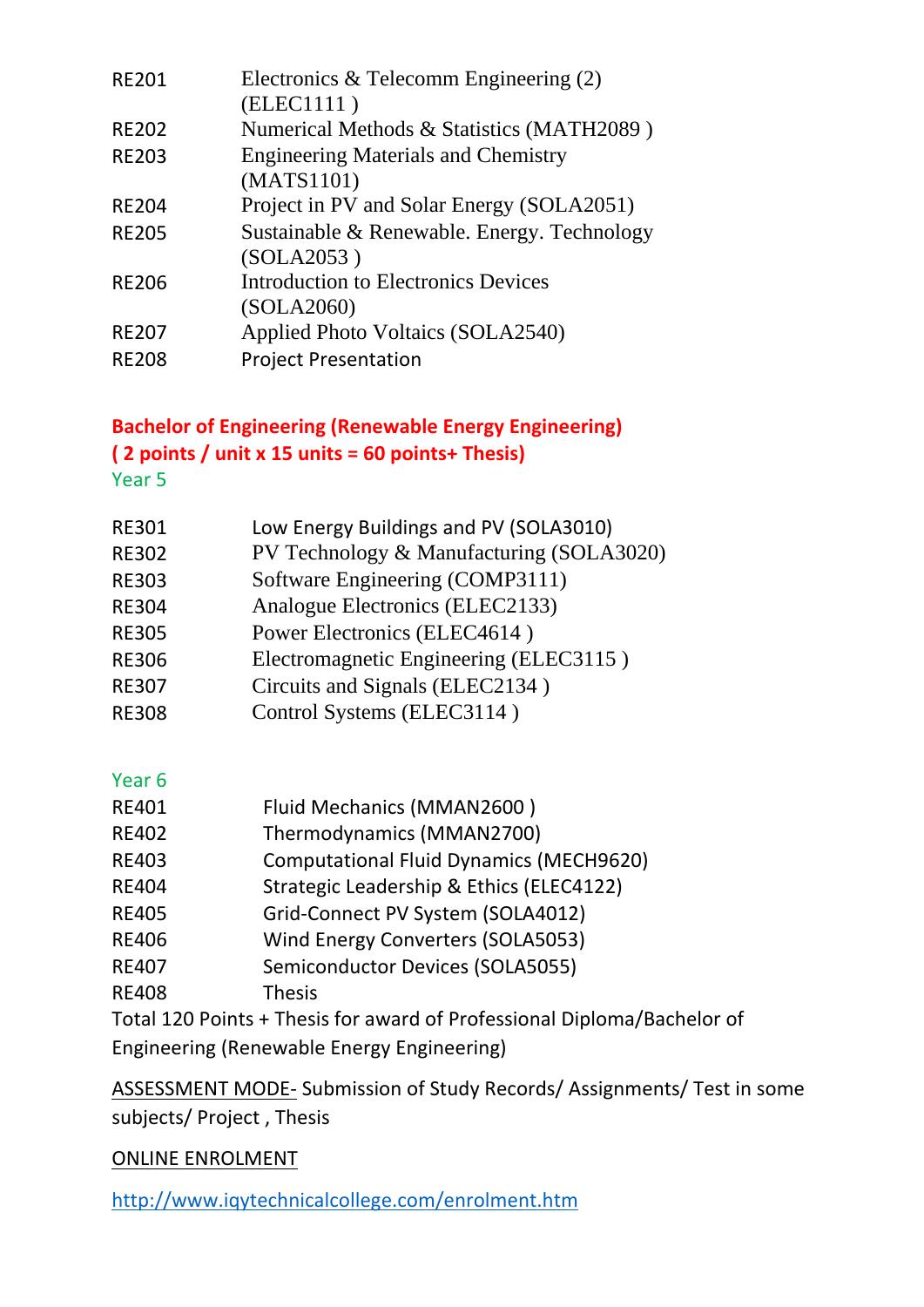| | |
|---|---|
| RE201 | Electronics & Telecomm Engineering (2) (ELEC1111 ) |
| RE202 | Numerical Methods & Statistics (MATH2089 ) |
| RE203 | Engineering Materials and Chemistry (MATS1101) |
| RE204 | Project in PV and Solar Energy (SOLA2051) |
| RE205 | Sustainable & Renewable. Energy. Technology (SOLA2053 ) |
| RE206 | Introduction to Electronics Devices (SOLA2060) |
| RE207 | Applied Photo Voltaics (SOLA2540) |
| RE208 | Project Presentation |

**Bachelor of Engineering (Renewable Energy Engineering)**
**( 2 points / unit x 15 units = 60 points+ Thesis)**

Year 5

| | |
|---|---|
| RE301 | Low Energy Buildings and PV (SOLA3010) |
| RE302 | PV Technology & Manufacturing (SOLA3020) |
| RE303 | Software Engineering (COMP3111) |
| RE304 | Analogue Electronics (ELEC2133) |
| RE305 | Power Electronics (ELEC4614 ) |
| RE306 | Electromagnetic Engineering (ELEC3115 ) |
| RE307 | Circuits and Signals (ELEC2134 ) |
| RE308 | Control Systems (ELEC3114 ) |

Year 6

| | |
|---|---|
| RE401 | Fluid Mechanics (MMAN2600 ) |
| RE402 | Thermodynamics (MMAN2700) |
| RE403 | Computational Fluid Dynamics (MECH9620) |
| RE404 | Strategic Leadership & Ethics (ELEC4122) |
| RE405 | Grid-Connect PV System (SOLA4012) |
| RE406 | Wind Energy Converters (SOLA5053) |
| RE407 | Semiconductor Devices (SOLA5055) |
| RE408 | Thesis |

Total 120 Points + Thesis for award of Professional Diploma/Bachelor of Engineering (Renewable Energy Engineering)

<u>ASSESSMENT MODE-</u> Submission of Study Records/ Assignments/ Test in some subjects/ Project , Thesis

<u>ONLINE ENROLMENT</u>

http://www.iqytechnicalcollege.com/enrolment.htm